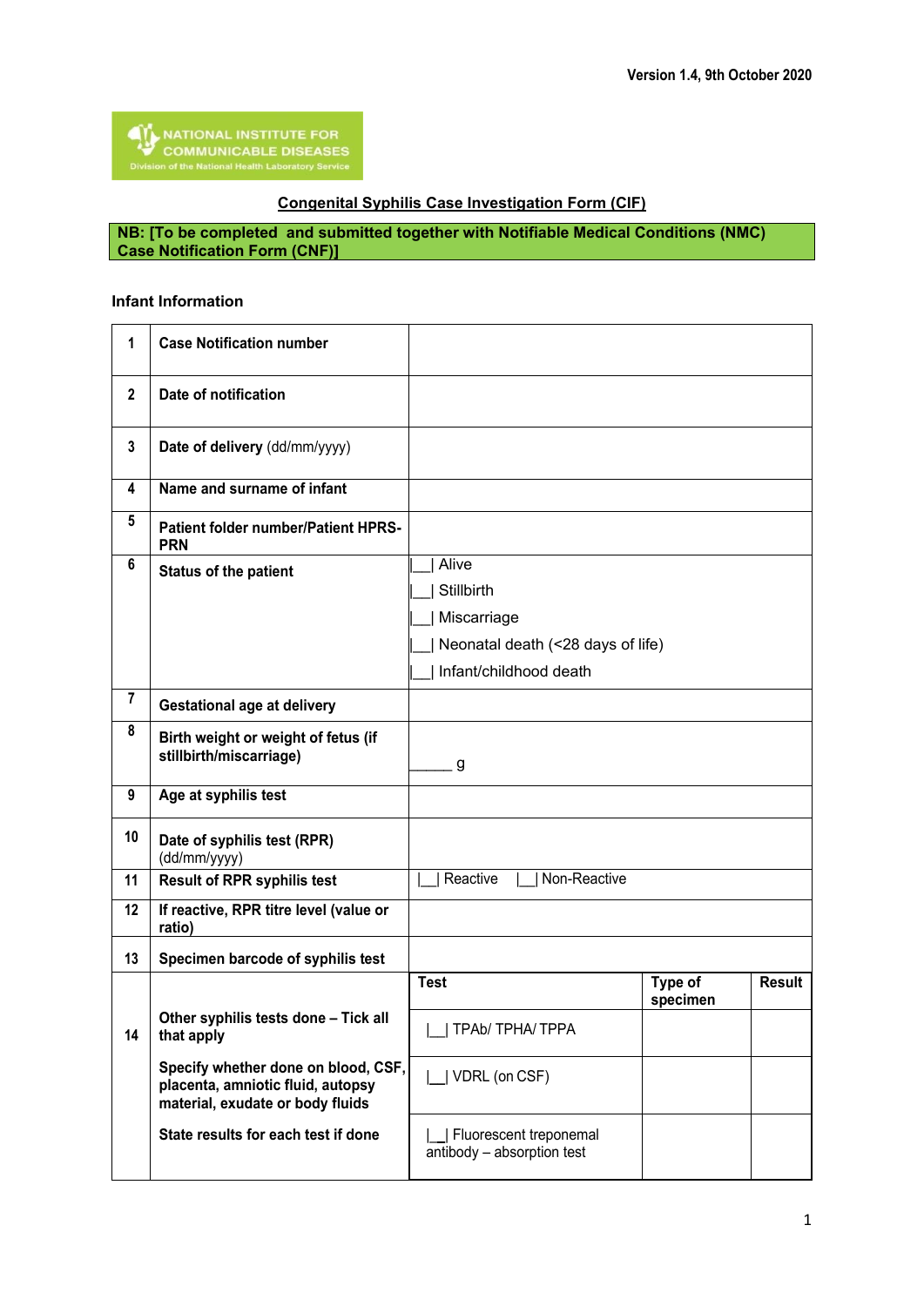Version 1.4, 9th October 2020

NATIONAL INSTITUTE FOR COMMUNICABLE DISEASES
Division of the National Health Laboratory Service

## Congenital Syphilis Case Investigation Form (CIF)

**NB: [To be completed and submitted together with Notifiable Medical Conditions (NMC) Case Notification Form (CNF)]**

### Infant Information

| | | | | |
|---|---|---|---|---|
| 1 | **Case Notification number** | | | |
| 2 | **Date of notification** | | | |
| 3 | **Date of delivery** (dd/mm/yyyy) | | | |
| 4 | **Name and surname of infant** | | | |
| 5 | **Patient folder number/Patient HPRS-PRN** | | | |
| 6 | **Status of the patient** | \|__\| Alive<br>\|__\| Stillbirth<br>\|__\| Miscarriage<br>\|__\| Neonatal death (<28 days of life)<br>\|__\| Infant/childhood death | | |
| 7 | **Gestational age at delivery** | | | |
| 8 | **Birth weight or weight of fetus (if stillbirth/miscarriage)** | ______ g | | |
| 9 | **Age at syphilis test** | | | |
| 10 | **Date of syphilis test (RPR)** (dd/mm/yyyy) | | | |
| 11 | **Result of RPR syphilis test** | \|__\| Reactive \|__\| Non-Reactive | | |
| 12 | **If reactive, RPR titre level (value or ratio)** | | | |
| 13 | **Specimen barcode of syphilis test** | | | |
| 14 | **Other syphilis tests done – Tick all that apply**<br><br>**Specify whether done on blood, CSF, placenta, amniotic fluid, autopsy material, exudate or body fluids**<br><br>**State results for each test if done** | **Test** | **Type of specimen** | **Result** |
| | | \|__\| TPAb/ TPHA/ TPPA | | |
| | | \|__\| VDRL (on CSF) | | |
| | | \|__\| Fluorescent treponemal antibody – absorption test | | |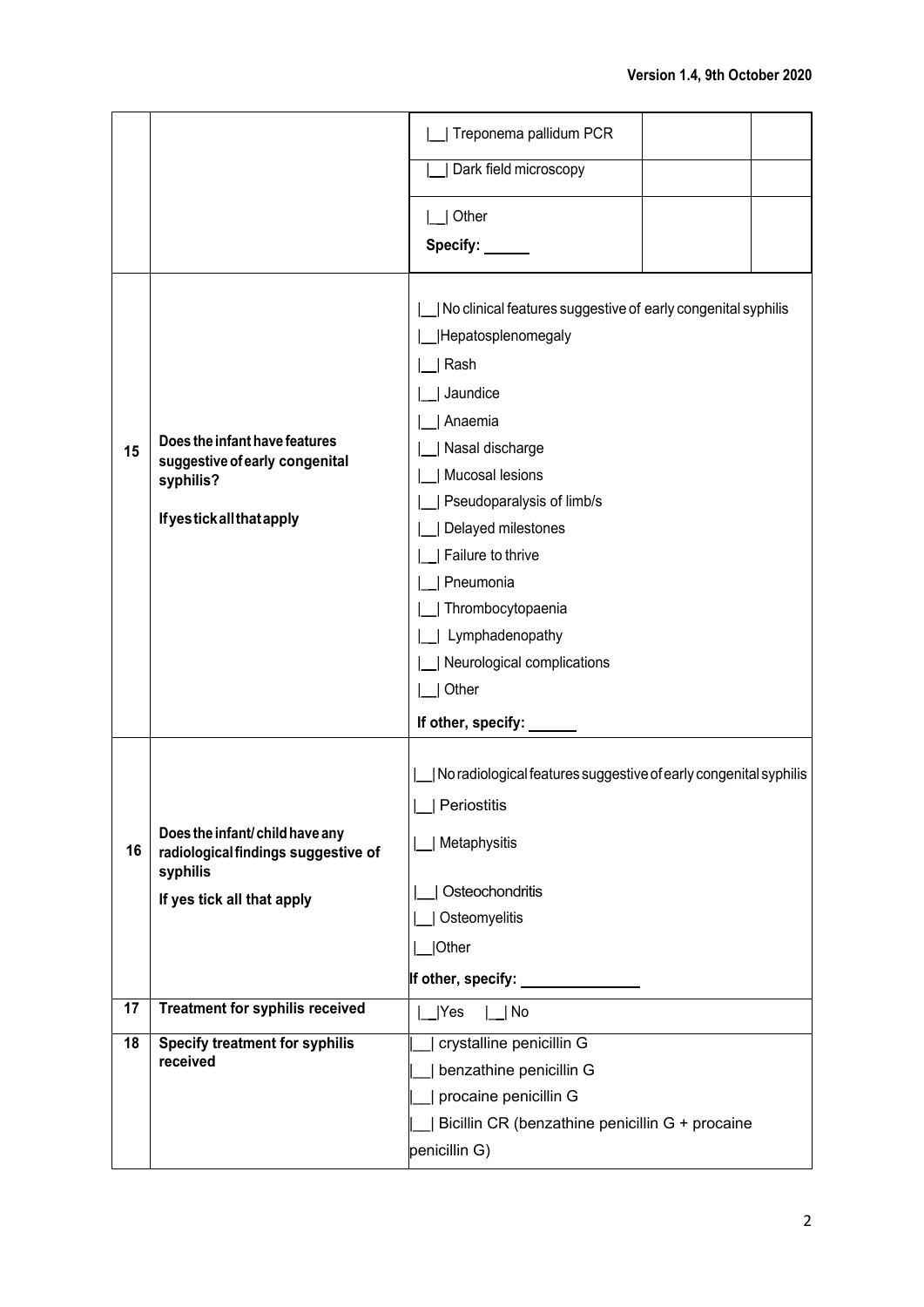| | | | | |
|---|---|---|---|---|
| | | \|__\| Treponema pallidum PCR | | |
| | | \|__\| Dark field microscopy | | |
| | | \|__\| Other<br>**Specify: ______** | | |
| 15 | **Does the infant have features suggestive of early congenital syphilis?**<br><br>**If yes tick all that apply** | \|__\| No clinical features suggestive of early congenital syphilis<br>\|__\|Hepatosplenomegaly<br>\|__\| Rash<br>\|__\| Jaundice<br>\|__\| Anaemia<br>\|__\| Nasal discharge<br>\|__\| Mucosal lesions<br>\|__\| Pseudoparalysis of limb/s<br>\|__\| Delayed milestones<br>\|__\| Failure to thrive<br>\|__\| Pneumonia<br>\|__\| Thrombocytopaenia<br>\|__\| Lymphadenopathy<br>\|__\| Neurological complications<br>\|__\| Other<br>**If other, specify: ______** | | |
| 16 | **Does the infant/ child have any radiological findings suggestive of syphilis**<br>**If yes tick all that apply** | \|__\| No radiological features suggestive of early congenital syphilis<br>\|__\| Periostitis<br>\|__\| Metaphysitis<br>\|__\| Osteochondritis<br>\|__\| Osteomyelitis<br>\|__\|Other<br>**If other, specify: ______________** | | |
| 17 | **Treatment for syphilis received** | \|__\|Yes \|__\| No | | |
| 18 | **Specify treatment for syphilis received** | \|__\| crystalline penicillin G<br>\|__\| benzathine penicillin G<br>\|__\| procaine penicillin G<br>\|__\| Bicillin CR (benzathine penicillin G + procaine penicillin G) | | |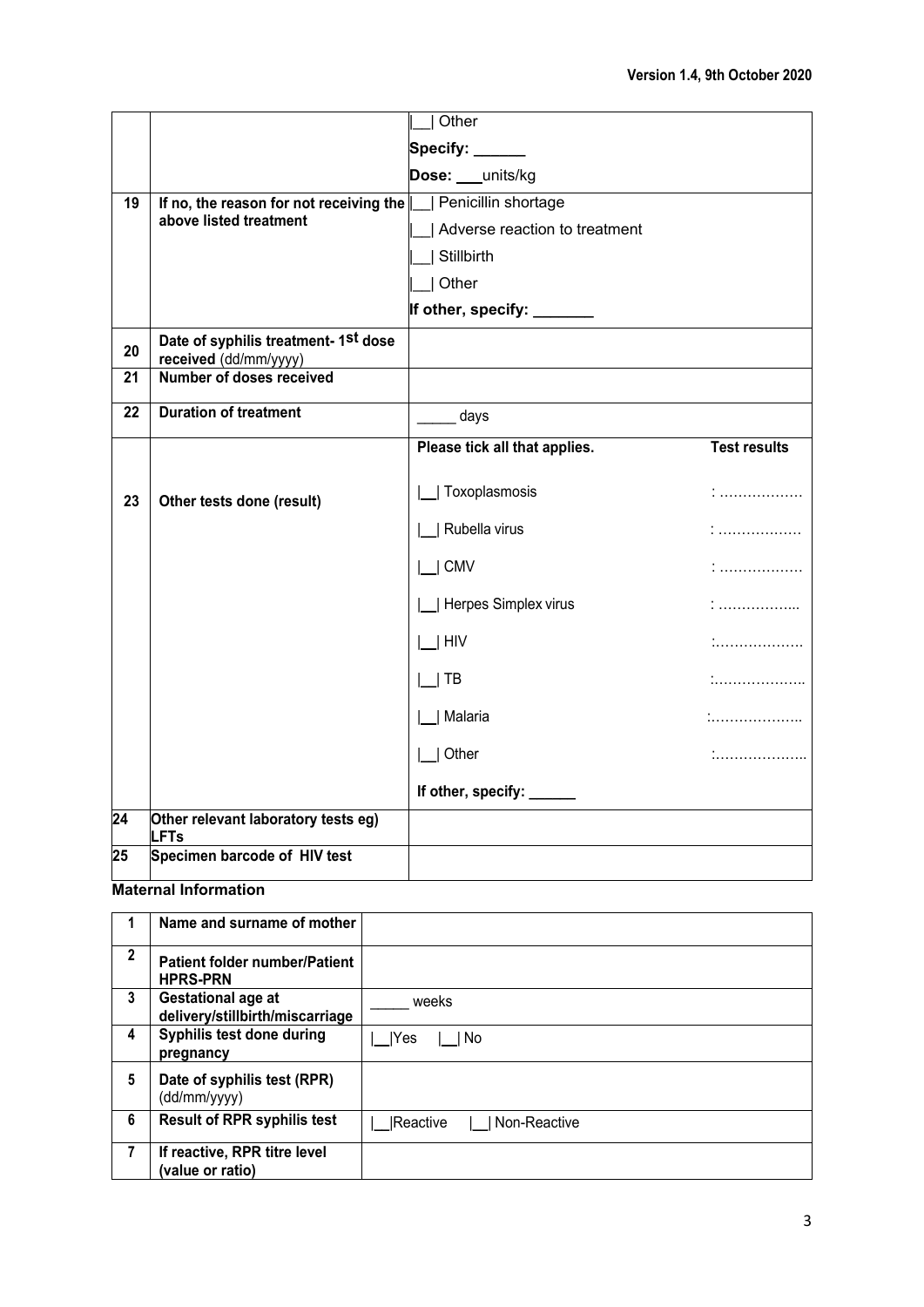| | | |
|---|---|---|
| | | \|__\| Other<br>**Specify: ______**<br>**Dose: ___units/kg** |
| 19 | **If no, the reason for not receiving the above listed treatment** | \|__\| Penicillin shortage<br>\|__\| Adverse reaction to treatment<br>\|__\| Stillbirth<br>\|__\| Other<br>**If other, specify: _______** |
| 20 | **Date of syphilis treatment- 1st dose received** (dd/mm/yyyy) | |
| 21 | **Number of doses received** | |
| 22 | **Duration of treatment** | _____ days |
| 23 | **Other tests done (result)** | **Please tick all that applies.** — **Test results**<br>\|__\| Toxoplasmosis : ………………<br>\|__\| Rubella virus : ………………<br>\|__\| CMV : ………………<br>\|__\| Herpes Simplex virus : ……………...<br>\|__\| HIV :……………….<br>\|__\| TB :………………..<br>\|__\| Malaria :………………..<br>\|__\| Other :………………..<br>**If other, specify: ______** |
| 24 | **Other relevant laboratory tests eg) LFTs** | |
| 25 | **Specimen barcode of HIV test** | |

**Maternal Information**

| | | |
|---|---|---|
| 1 | **Name and surname of mother** | |
| 2 | **Patient folder number/Patient HPRS-PRN** | |
| 3 | **Gestational age at delivery/stillbirth/miscarriage** | _____ weeks |
| 4 | **Syphilis test done during pregnancy** | \|__\|Yes \|__\| No |
| 5 | **Date of syphilis test (RPR)** (dd/mm/yyyy) | |
| 6 | **Result of RPR syphilis test** | \|__\|Reactive \|__\| Non-Reactive |
| 7 | **If reactive, RPR titre level (value or ratio)** | |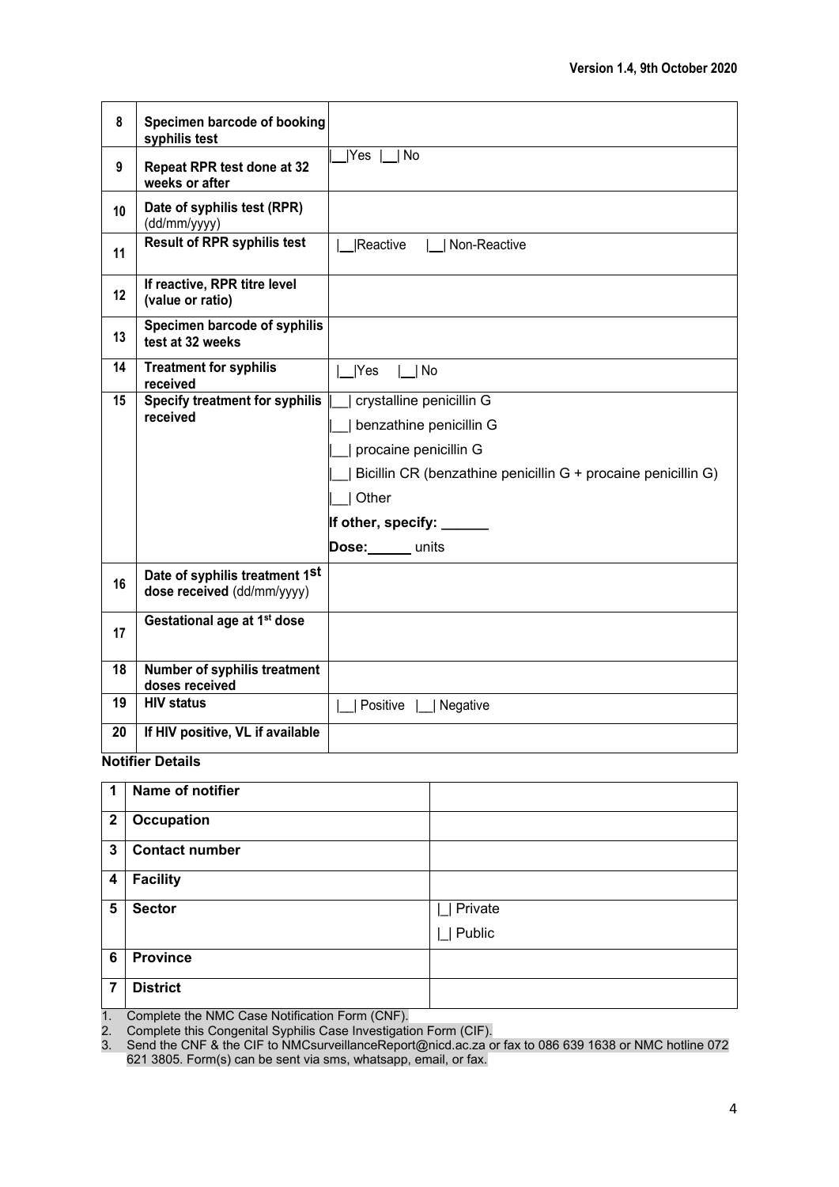| | | |
|---|---|---|
| 8 | **Specimen barcode of booking syphilis test** | |
| 9 | **Repeat RPR test done at 32 weeks or after** | \|__\|Yes \|__\| No |
| 10 | **Date of syphilis test (RPR)** (dd/mm/yyyy) | |
| 11 | **Result of RPR syphilis test** | \|__\|Reactive \|__\| Non-Reactive |
| 12 | **If reactive, RPR titre level (value or ratio)** | |
| 13 | **Specimen barcode of syphilis test at 32 weeks** | |
| 14 | **Treatment for syphilis received** | \|__\|Yes \|__\| No |
| 15 | **Specify treatment for syphilis received** | \|__\| crystalline penicillin G<br>\|__\| benzathine penicillin G<br>\|__\| procaine penicillin G<br>\|__\| Bicillin CR (benzathine penicillin G + procaine penicillin G)<br>\|__\| Other<br>**If other, specify:** ______<br>**Dose:**______ units |
| 16 | **Date of syphilis treatment 1st dose received** (dd/mm/yyyy) | |
| 17 | **Gestational age at 1st dose** | |
| 18 | **Number of syphilis treatment doses received** | |
| 19 | **HIV status** | \|__\| Positive \|__\| Negative |
| 20 | **If HIV positive, VL if available** | |

**Notifier Details**

| | | |
|---|---|---|
| 1 | **Name of notifier** | |
| 2 | **Occupation** | |
| 3 | **Contact number** | |
| 4 | **Facility** | |
| 5 | **Sector** | \|_\| Private<br>\|_\| Public |
| 6 | **Province** | |
| 7 | **District** | |

1. Complete the NMC Case Notification Form (CNF).
2. Complete this Congenital Syphilis Case Investigation Form (CIF).
3. Send the CNF & the CIF to NMCsurveillanceReport@nicd.ac.za or fax to 086 639 1638 or NMC hotline 072 621 3805. Form(s) can be sent via sms, whatsapp, email, or fax.